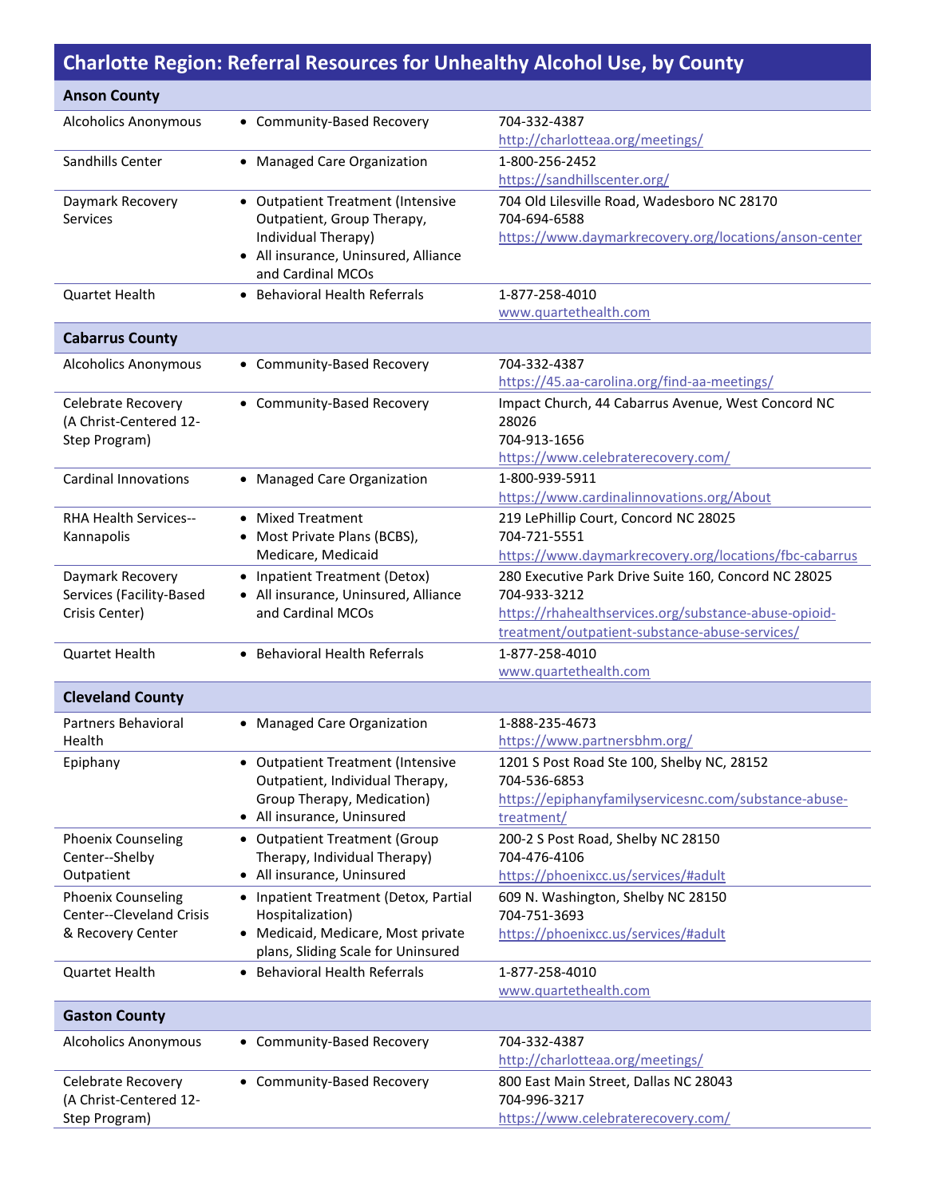# Charlotte Region: Referral Resources for Unhealthy Alcohol Use, by County

## Anson County

| Resource | Services | Contact |
|---|---|---|
| Alcoholics Anonymous | • Community-Based Recovery | 704-332-4387<br>http://charlotteaa.org/meetings/ |
| Sandhills Center | • Managed Care Organization | 1-800-256-2452<br>https://sandhillscenter.org/ |
| Daymark Recovery Services | • Outpatient Treatment (Intensive Outpatient, Group Therapy, Individual Therapy)<br>• All insurance, Uninsured, Alliance and Cardinal MCOs | 704 Old Lilesville Road, Wadesboro NC 28170<br>704-694-6588<br>https://www.daymarkrecovery.org/locations/anson-center |
| Quartet Health | • Behavioral Health Referrals | 1-877-258-4010<br>www.quartethealth.com |

## Cabarrus County

| Resource | Services | Contact |
|---|---|---|
| Alcoholics Anonymous | • Community-Based Recovery | 704-332-4387<br>https://45.aa-carolina.org/find-aa-meetings/ |
| Celebrate Recovery (A Christ-Centered 12-Step Program) | • Community-Based Recovery | Impact Church, 44 Cabarrus Avenue, West Concord NC 28026<br>704-913-1656<br>https://www.celebraterecovery.com/ |
| Cardinal Innovations | • Managed Care Organization | 1-800-939-5911<br>https://www.cardinalinnovations.org/About |
| RHA Health Services--Kannapolis | • Mixed Treatment<br>• Most Private Plans (BCBS), Medicare, Medicaid | 219 LePhillip Court, Concord NC 28025<br>704-721-5551<br>https://www.daymarkrecovery.org/locations/fbc-cabarrus |
| Daymark Recovery Services (Facility-Based Crisis Center) | • Inpatient Treatment (Detox)<br>• All insurance, Uninsured, Alliance and Cardinal MCOs | 280 Executive Park Drive Suite 160, Concord NC 28025<br>704-933-3212<br>https://rhahealthservices.org/substance-abuse-opioid-treatment/outpatient-substance-abuse-services/ |
| Quartet Health | • Behavioral Health Referrals | 1-877-258-4010<br>www.quartethealth.com |

## Cleveland County

| Resource | Services | Contact |
|---|---|---|
| Partners Behavioral Health | • Managed Care Organization | 1-888-235-4673<br>https://www.partnersbhm.org/ |
| Epiphany | • Outpatient Treatment (Intensive Outpatient, Individual Therapy, Group Therapy, Medication)<br>• All insurance, Uninsured | 1201 S Post Road Ste 100, Shelby NC, 28152<br>704-536-6853<br>https://epiphanyfamilyservicesnc.com/substance-abuse-treatment/ |
| Phoenix Counseling Center--Shelby Outpatient | • Outpatient Treatment (Group Therapy, Individual Therapy)<br>• All insurance, Uninsured | 200-2 S Post Road, Shelby NC 28150<br>704-476-4106<br>https://phoenixcc.us/services/#adult |
| Phoenix Counseling Center--Cleveland Crisis & Recovery Center | • Inpatient Treatment (Detox, Partial Hospitalization)<br>• Medicaid, Medicare, Most private plans, Sliding Scale for Uninsured | 609 N. Washington, Shelby NC 28150<br>704-751-3693<br>https://phoenixcc.us/services/#adult |
| Quartet Health | • Behavioral Health Referrals | 1-877-258-4010<br>www.quartethealth.com |

## Gaston County

| Resource | Services | Contact |
|---|---|---|
| Alcoholics Anonymous | • Community-Based Recovery | 704-332-4387<br>http://charlotteaa.org/meetings/ |
| Celebrate Recovery (A Christ-Centered 12-Step Program) | • Community-Based Recovery | 800 East Main Street, Dallas NC 28043<br>704-996-3217<br>https://www.celebraterecovery.com/ |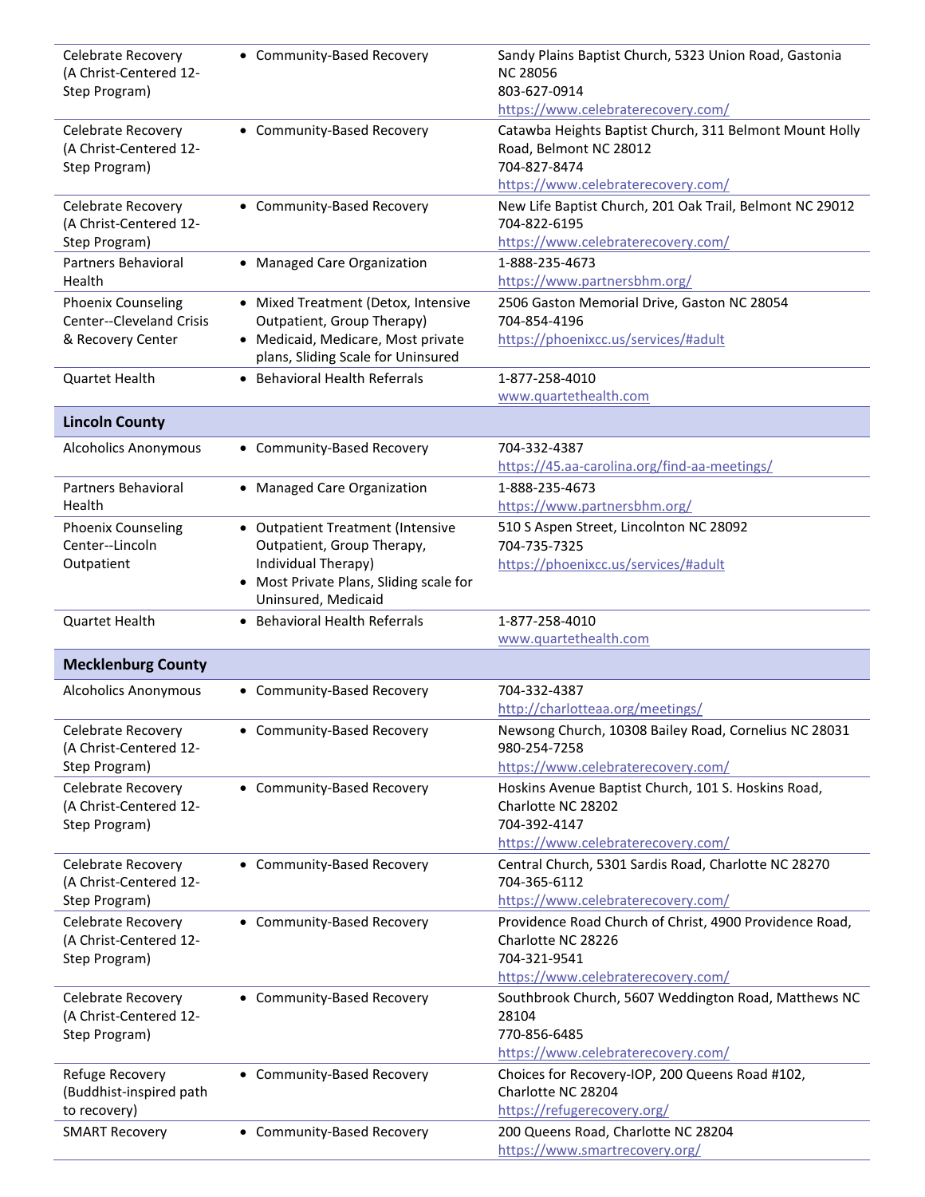| | | |
|---|---|---|
| Celebrate Recovery (A Christ-Centered 12-Step Program) | • Community-Based Recovery | Sandy Plains Baptist Church, 5323 Union Road, Gastonia NC 28056<br>803-627-0914<br>https://www.celebraterecovery.com/ |
| Celebrate Recovery (A Christ-Centered 12-Step Program) | • Community-Based Recovery | Catawba Heights Baptist Church, 311 Belmont Mount Holly Road, Belmont NC 28012<br>704-827-8474<br>https://www.celebraterecovery.com/ |
| Celebrate Recovery (A Christ-Centered 12-Step Program) | • Community-Based Recovery | New Life Baptist Church, 201 Oak Trail, Belmont NC 29012<br>704-822-6195<br>https://www.celebraterecovery.com/ |
| Partners Behavioral Health | • Managed Care Organization | 1-888-235-4673<br>https://www.partnersbhm.org/ |
| Phoenix Counseling Center--Cleveland Crisis & Recovery Center | • Mixed Treatment (Detox, Intensive Outpatient, Group Therapy)<br>• Medicaid, Medicare, Most private plans, Sliding Scale for Uninsured | 2506 Gaston Memorial Drive, Gaston NC 28054<br>704-854-4196<br>https://phoenixcc.us/services/#adult |
| Quartet Health | • Behavioral Health Referrals | 1-877-258-4010<br>www.quartethealth.com |
| **Lincoln County** | | |
| Alcoholics Anonymous | • Community-Based Recovery | 704-332-4387<br>https://45.aa-carolina.org/find-aa-meetings/ |
| Partners Behavioral Health | • Managed Care Organization | 1-888-235-4673<br>https://www.partnersbhm.org/ |
| Phoenix Counseling Center--Lincoln Outpatient | • Outpatient Treatment (Intensive Outpatient, Group Therapy, Individual Therapy)<br>• Most Private Plans, Sliding scale for Uninsured, Medicaid | 510 S Aspen Street, Lincolnton NC 28092<br>704-735-7325<br>https://phoenixcc.us/services/#adult |
| Quartet Health | • Behavioral Health Referrals | 1-877-258-4010<br>www.quartethealth.com |
| **Mecklenburg County** | | |
| Alcoholics Anonymous | • Community-Based Recovery | 704-332-4387<br>http://charlotteaa.org/meetings/ |
| Celebrate Recovery (A Christ-Centered 12-Step Program) | • Community-Based Recovery | Newsong Church, 10308 Bailey Road, Cornelius NC 28031<br>980-254-7258<br>https://www.celebraterecovery.com/ |
| Celebrate Recovery (A Christ-Centered 12-Step Program) | • Community-Based Recovery | Hoskins Avenue Baptist Church, 101 S. Hoskins Road, Charlotte NC 28202<br>704-392-4147<br>https://www.celebraterecovery.com/ |
| Celebrate Recovery (A Christ-Centered 12-Step Program) | • Community-Based Recovery | Central Church, 5301 Sardis Road, Charlotte NC 28270<br>704-365-6112<br>https://www.celebraterecovery.com/ |
| Celebrate Recovery (A Christ-Centered 12-Step Program) | • Community-Based Recovery | Providence Road Church of Christ, 4900 Providence Road, Charlotte NC 28226<br>704-321-9541<br>https://www.celebraterecovery.com/ |
| Celebrate Recovery (A Christ-Centered 12-Step Program) | • Community-Based Recovery | Southbrook Church, 5607 Weddington Road, Matthews NC 28104<br>770-856-6485<br>https://www.celebraterecovery.com/ |
| Refuge Recovery (Buddhist-inspired path to recovery) | • Community-Based Recovery | Choices for Recovery-IOP, 200 Queens Road #102, Charlotte NC 28204<br>https://refugerecovery.org/ |
| SMART Recovery | • Community-Based Recovery | 200 Queens Road, Charlotte NC 28204<br>https://www.smartrecovery.org/ |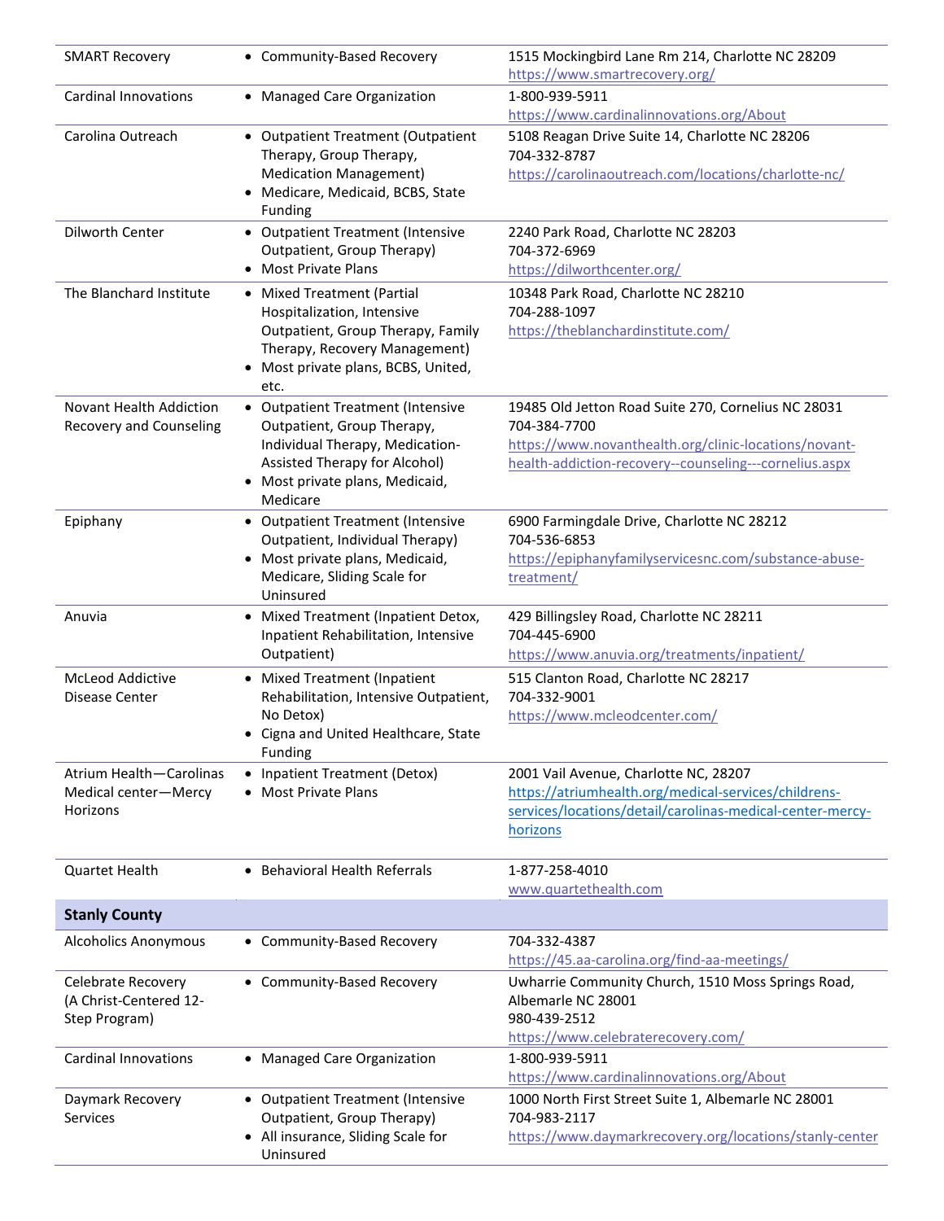| | | |
|---|---|---|
| SMART Recovery | • Community-Based Recovery | 1515 Mockingbird Lane Rm 214, Charlotte NC 28209<br>https://www.smartrecovery.org/ |
| Cardinal Innovations | • Managed Care Organization | 1-800-939-5911<br>https://www.cardinalinnovations.org/About |
| Carolina Outreach | • Outpatient Treatment (Outpatient Therapy, Group Therapy, Medication Management)<br>• Medicare, Medicaid, BCBS, State Funding | 5108 Reagan Drive Suite 14, Charlotte NC 28206<br>704-332-8787<br>https://carolinaoutreach.com/locations/charlotte-nc/ |
| Dilworth Center | • Outpatient Treatment (Intensive Outpatient, Group Therapy)<br>• Most Private Plans | 2240 Park Road, Charlotte NC 28203<br>704-372-6969<br>https://dilworthcenter.org/ |
| The Blanchard Institute | • Mixed Treatment (Partial Hospitalization, Intensive Outpatient, Group Therapy, Family Therapy, Recovery Management)<br>• Most private plans, BCBS, United, etc. | 10348 Park Road, Charlotte NC 28210<br>704-288-1097<br>https://theblanchardinstitute.com/ |
| Novant Health Addiction Recovery and Counseling | • Outpatient Treatment (Intensive Outpatient, Group Therapy, Individual Therapy, Medication-Assisted Therapy for Alcohol)<br>• Most private plans, Medicaid, Medicare | 19485 Old Jetton Road Suite 270, Cornelius NC 28031<br>704-384-7700<br>https://www.novanthealth.org/clinic-locations/novant-health-addiction-recovery--counseling---cornelius.aspx |
| Epiphany | • Outpatient Treatment (Intensive Outpatient, Individual Therapy)<br>• Most private plans, Medicaid, Medicare, Sliding Scale for Uninsured | 6900 Farmingdale Drive, Charlotte NC 28212<br>704-536-6853<br>https://epiphanyfamilyservicesnc.com/substance-abuse-treatment/ |
| Anuvia | • Mixed Treatment (Inpatient Detox, Inpatient Rehabilitation, Intensive Outpatient) | 429 Billingsley Road, Charlotte NC 28211<br>704-445-6900<br>https://www.anuvia.org/treatments/inpatient/ |
| McLeod Addictive Disease Center | • Mixed Treatment (Inpatient Rehabilitation, Intensive Outpatient, No Detox)<br>• Cigna and United Healthcare, State Funding | 515 Clanton Road, Charlotte NC 28217<br>704-332-9001<br>https://www.mcleodcenter.com/ |
| Atrium Health—Carolinas Medical center—Mercy Horizons | • Inpatient Treatment (Detox)<br>• Most Private Plans | 2001 Vail Avenue, Charlotte NC, 28207<br>https://atriumhealth.org/medical-services/childrens-services/locations/detail/carolinas-medical-center-mercy-horizons |
| Quartet Health | • Behavioral Health Referrals | 1-877-258-4010<br>www.quartethealth.com |
| **Stanly County** | | |
| Alcoholics Anonymous | • Community-Based Recovery | 704-332-4387<br>https://45.aa-carolina.org/find-aa-meetings/ |
| Celebrate Recovery (A Christ-Centered 12-Step Program) | • Community-Based Recovery | Uwharrie Community Church, 1510 Moss Springs Road, Albemarle NC 28001<br>980-439-2512<br>https://www.celebraterecovery.com/ |
| Cardinal Innovations | • Managed Care Organization | 1-800-939-5911<br>https://www.cardinalinnovations.org/About |
| Daymark Recovery Services | • Outpatient Treatment (Intensive Outpatient, Group Therapy)<br>• All insurance, Sliding Scale for Uninsured | 1000 North First Street Suite 1, Albemarle NC 28001<br>704-983-2117<br>https://www.daymarkrecovery.org/locations/stanly-center |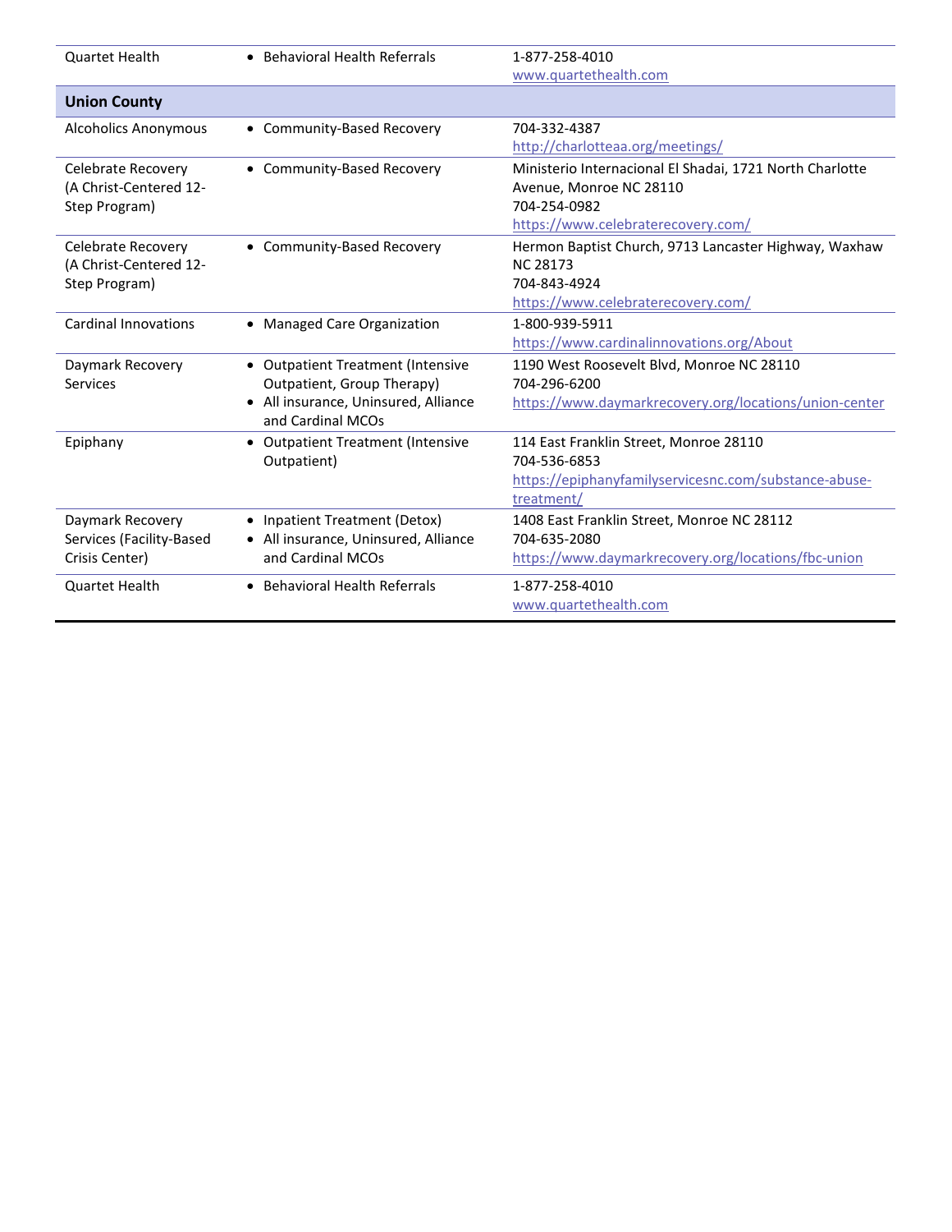| | | |
|---|---|---|
| Quartet Health | • Behavioral Health Referrals | 1-877-258-4010<br>www.quartethealth.com |
| **Union County** | | |
| Alcoholics Anonymous | • Community-Based Recovery | 704-332-4387<br>http://charlotteaa.org/meetings/ |
| Celebrate Recovery (A Christ-Centered 12-Step Program) | • Community-Based Recovery | Ministerio Internacional El Shadai, 1721 North Charlotte Avenue, Monroe NC 28110<br>704-254-0982<br>https://www.celebraterecovery.com/ |
| Celebrate Recovery (A Christ-Centered 12-Step Program) | • Community-Based Recovery | Hermon Baptist Church, 9713 Lancaster Highway, Waxhaw NC 28173<br>704-843-4924<br>https://www.celebraterecovery.com/ |
| Cardinal Innovations | • Managed Care Organization | 1-800-939-5911<br>https://www.cardinalinnovations.org/About |
| Daymark Recovery Services | • Outpatient Treatment (Intensive Outpatient, Group Therapy)<br>• All insurance, Uninsured, Alliance and Cardinal MCOs | 1190 West Roosevelt Blvd, Monroe NC 28110<br>704-296-6200<br>https://www.daymarkrecovery.org/locations/union-center |
| Epiphany | • Outpatient Treatment (Intensive Outpatient) | 114 East Franklin Street, Monroe 28110<br>704-536-6853<br>https://epiphanyfamilyservicesnc.com/substance-abuse-treatment/ |
| Daymark Recovery Services (Facility-Based Crisis Center) | • Inpatient Treatment (Detox)<br>• All insurance, Uninsured, Alliance and Cardinal MCOs | 1408 East Franklin Street, Monroe NC 28112<br>704-635-2080<br>https://www.daymarkrecovery.org/locations/fbc-union |
| Quartet Health | • Behavioral Health Referrals | 1-877-258-4010<br>www.quartethealth.com |